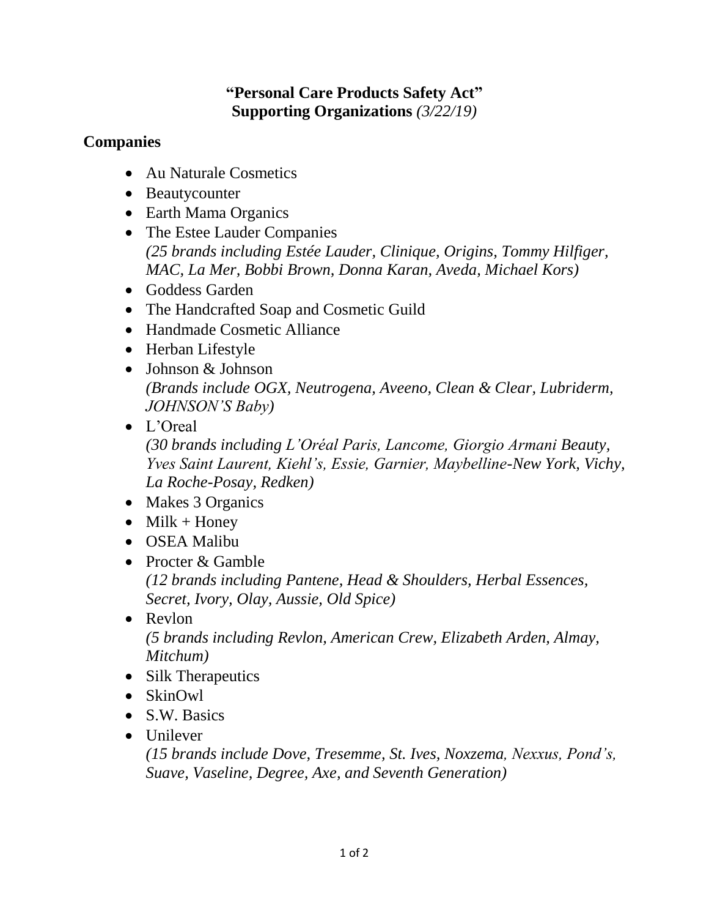**"Personal Care Products Safety Act"**
**Supporting Organizations** *(3/22/19)*

## Companies

- Au Naturale Cosmetics
- Beautycounter
- Earth Mama Organics
- The Estee Lauder Companies
  *(25 brands including Estée Lauder, Clinique, Origins, Tommy Hilfiger, MAC, La Mer, Bobbi Brown, Donna Karan, Aveda, Michael Kors)*
- Goddess Garden
- The Handcrafted Soap and Cosmetic Guild
- Handmade Cosmetic Alliance
- Herban Lifestyle
- Johnson & Johnson
  *(Brands include OGX, Neutrogena, Aveeno, Clean & Clear, Lubriderm, JOHNSON'S Baby)*
- L'Oreal
  *(30 brands including L'Oréal Paris, Lancome, Giorgio Armani Beauty, Yves Saint Laurent, Kiehl's, Essie, Garnier, Maybelline-New York, Vichy, La Roche-Posay, Redken)*
- Makes 3 Organics
- Milk + Honey
- OSEA Malibu
- Procter & Gamble
  *(12 brands including Pantene, Head & Shoulders, Herbal Essences, Secret, Ivory, Olay, Aussie, Old Spice)*
- Revlon
  *(5 brands including Revlon, American Crew, Elizabeth Arden, Almay, Mitchum)*
- Silk Therapeutics
- SkinOwl
- S.W. Basics
- Unilever
  *(15 brands include Dove, Tresemme, St. Ives, Noxzema, Nexxus, Pond's, Suave, Vaseline, Degree, Axe, and Seventh Generation)*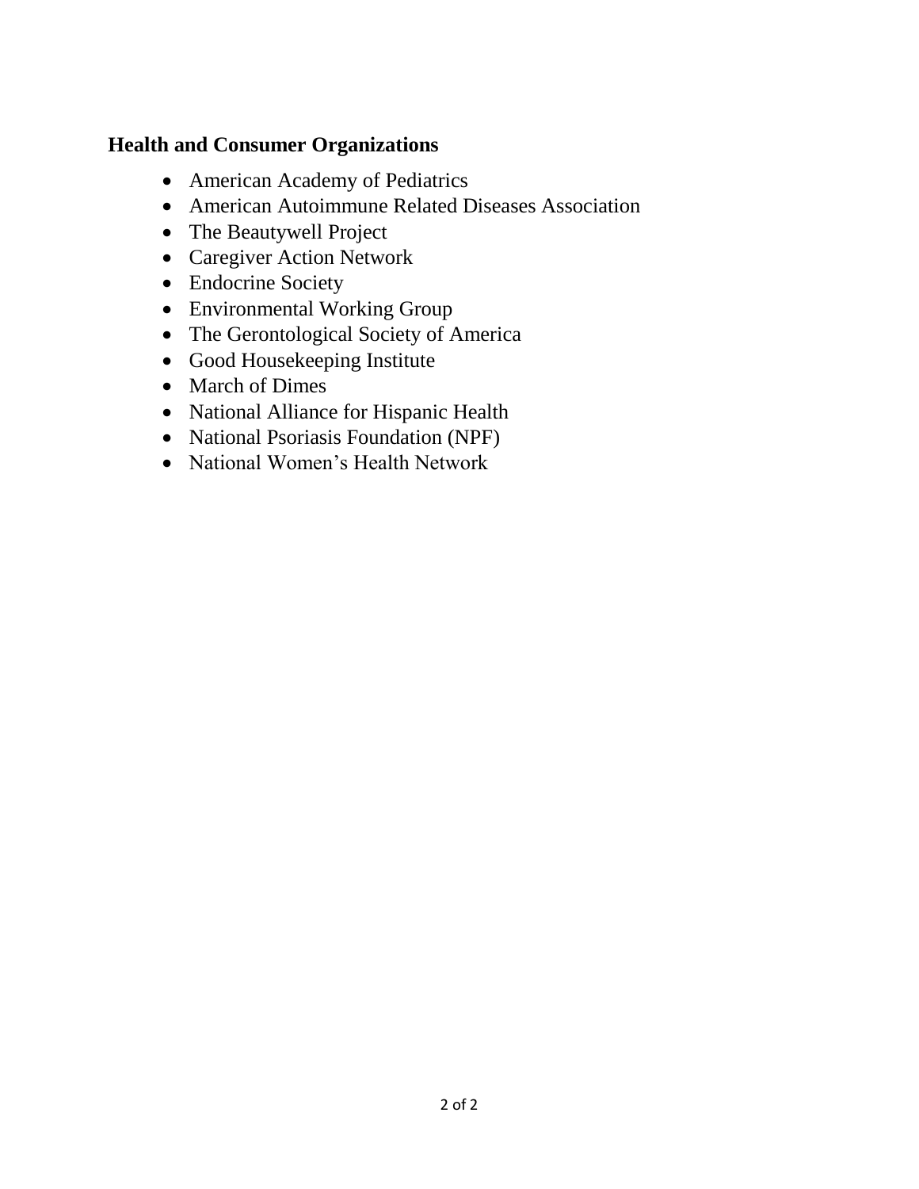**Health and Consumer Organizations**

- American Academy of Pediatrics
- American Autoimmune Related Diseases Association
- The Beautywell Project
- Caregiver Action Network
- Endocrine Society
- Environmental Working Group
- The Gerontological Society of America
- Good Housekeeping Institute
- March of Dimes
- National Alliance for Hispanic Health
- National Psoriasis Foundation (NPF)
- National Women's Health Network